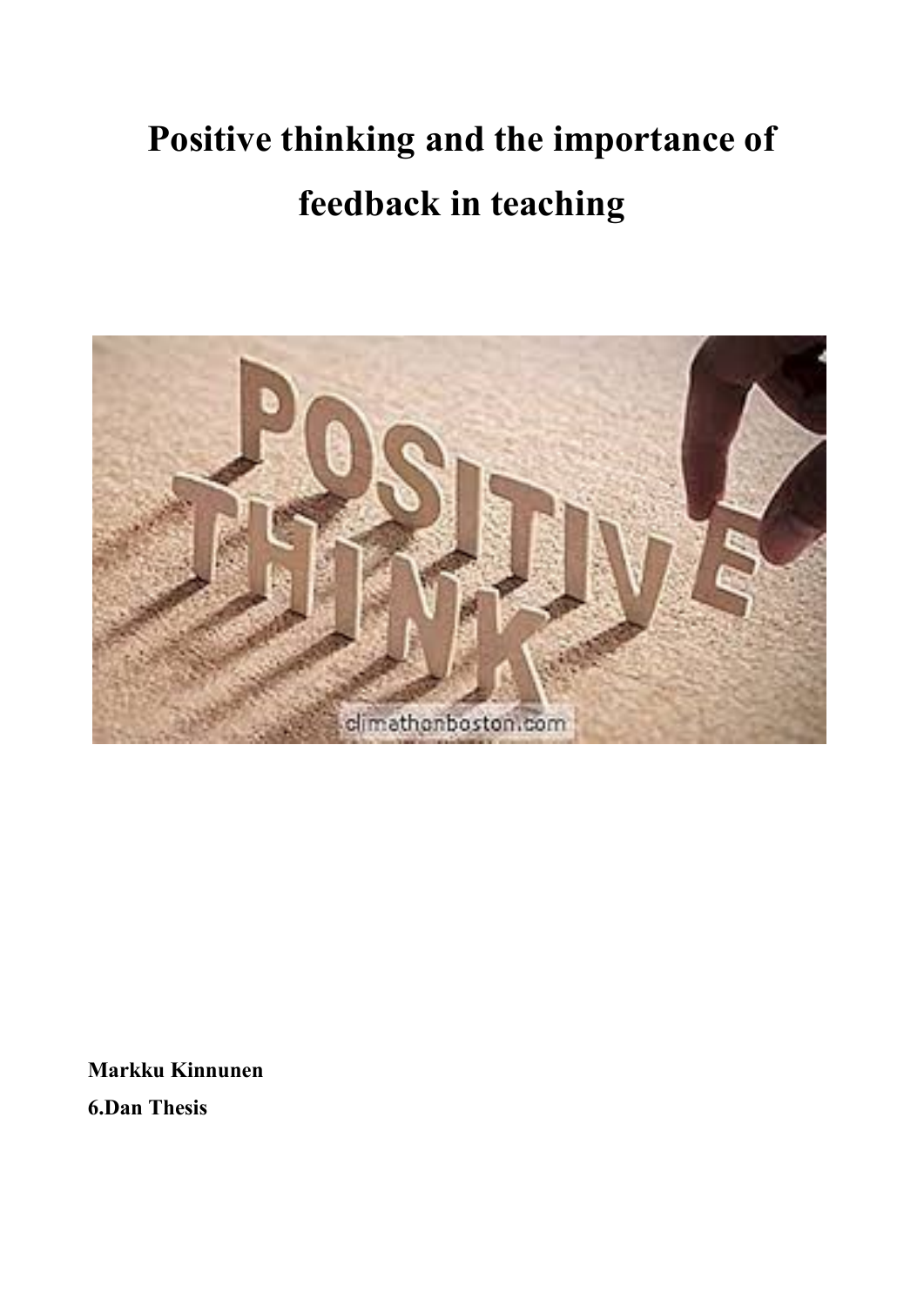# Positive thinking and the importance of feedback in teaching

**Markku Kinnunen**

**6.Dan Thesis**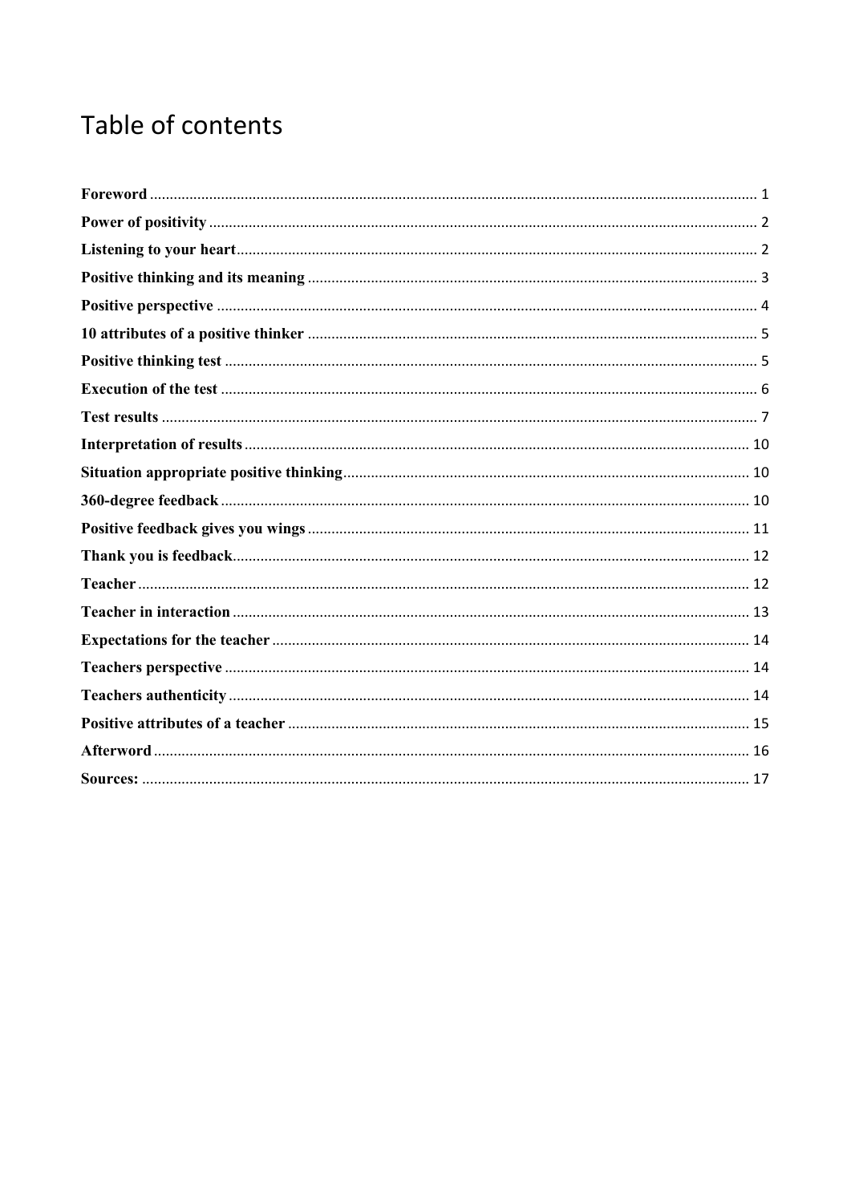# Table of contents

**Foreword** ........................................................................................................................................... 1

**Power of positivity** ........................................................................................................................... 2

**Listening to your heart** .................................................................................................................... 2

**Positive thinking and its meaning** .................................................................................................. 3

**Positive perspective** ......................................................................................................................... 4

**10 attributes of a positive thinker** .................................................................................................. 5

**Positive thinking test** ....................................................................................................................... 5

**Execution of the test** ........................................................................................................................ 6

**Test results** ....................................................................................................................................... 7

**Interpretation of results** ................................................................................................................. 10

**Situation appropriate positive thinking** ........................................................................................ 10

**360-degree feedback** ...................................................................................................................... 10

**Positive feedback gives you wings** ................................................................................................ 11

**Thank you is feedback** .................................................................................................................... 12

**Teacher** ........................................................................................................................................... 12

**Teacher in interaction** .................................................................................................................... 13

**Expectations for the teacher** .......................................................................................................... 14

**Teachers perspective** ...................................................................................................................... 14

**Teachers authenticity** ..................................................................................................................... 14

**Positive attributes of a teacher** ...................................................................................................... 15

**Afterword** ....................................................................................................................................... 16

**Sources:** .......................................................................................................................................... 17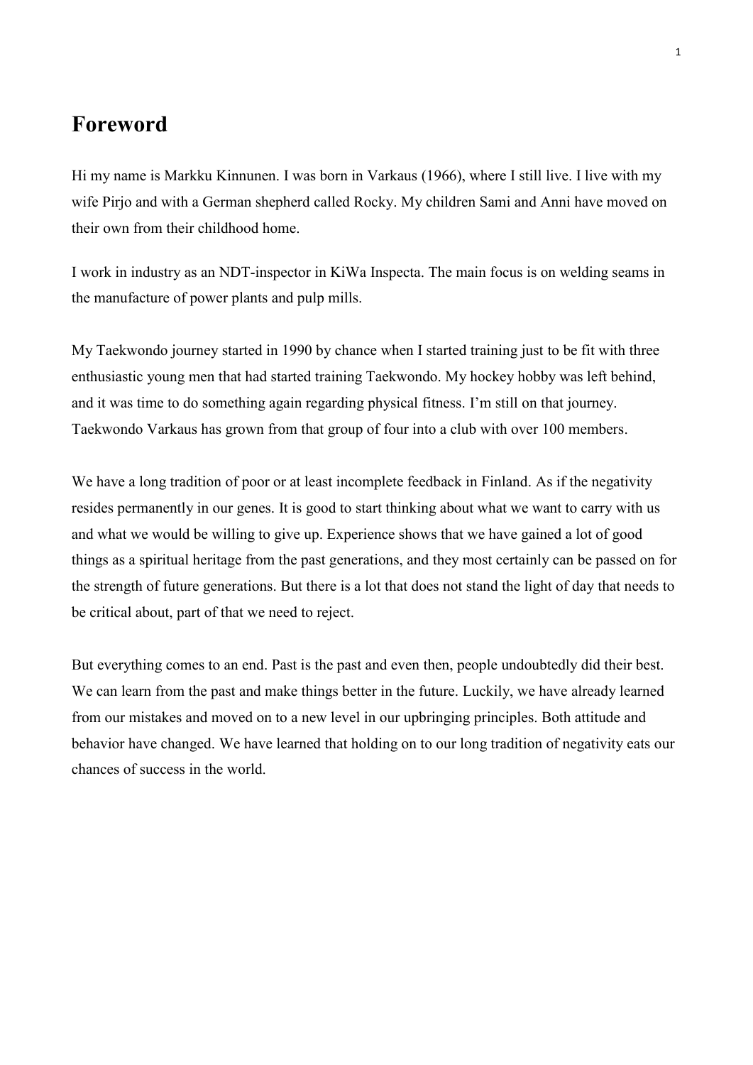# Foreword

Hi my name is Markku Kinnunen. I was born in Varkaus (1966), where I still live. I live with my wife Pirjo and with a German shepherd called Rocky. My children Sami and Anni have moved on their own from their childhood home.

I work in industry as an NDT-inspector in KiWa Inspecta. The main focus is on welding seams in the manufacture of power plants and pulp mills.

My Taekwondo journey started in 1990 by chance when I started training just to be fit with three enthusiastic young men that had started training Taekwondo. My hockey hobby was left behind, and it was time to do something again regarding physical fitness. I'm still on that journey. Taekwondo Varkaus has grown from that group of four into a club with over 100 members.

We have a long tradition of poor or at least incomplete feedback in Finland. As if the negativity resides permanently in our genes. It is good to start thinking about what we want to carry with us and what we would be willing to give up. Experience shows that we have gained a lot of good things as a spiritual heritage from the past generations, and they most certainly can be passed on for the strength of future generations. But there is a lot that does not stand the light of day that needs to be critical about, part of that we need to reject.

But everything comes to an end. Past is the past and even then, people undoubtedly did their best. We can learn from the past and make things better in the future. Luckily, we have already learned from our mistakes and moved on to a new level in our upbringing principles. Both attitude and behavior have changed. We have learned that holding on to our long tradition of negativity eats our chances of success in the world.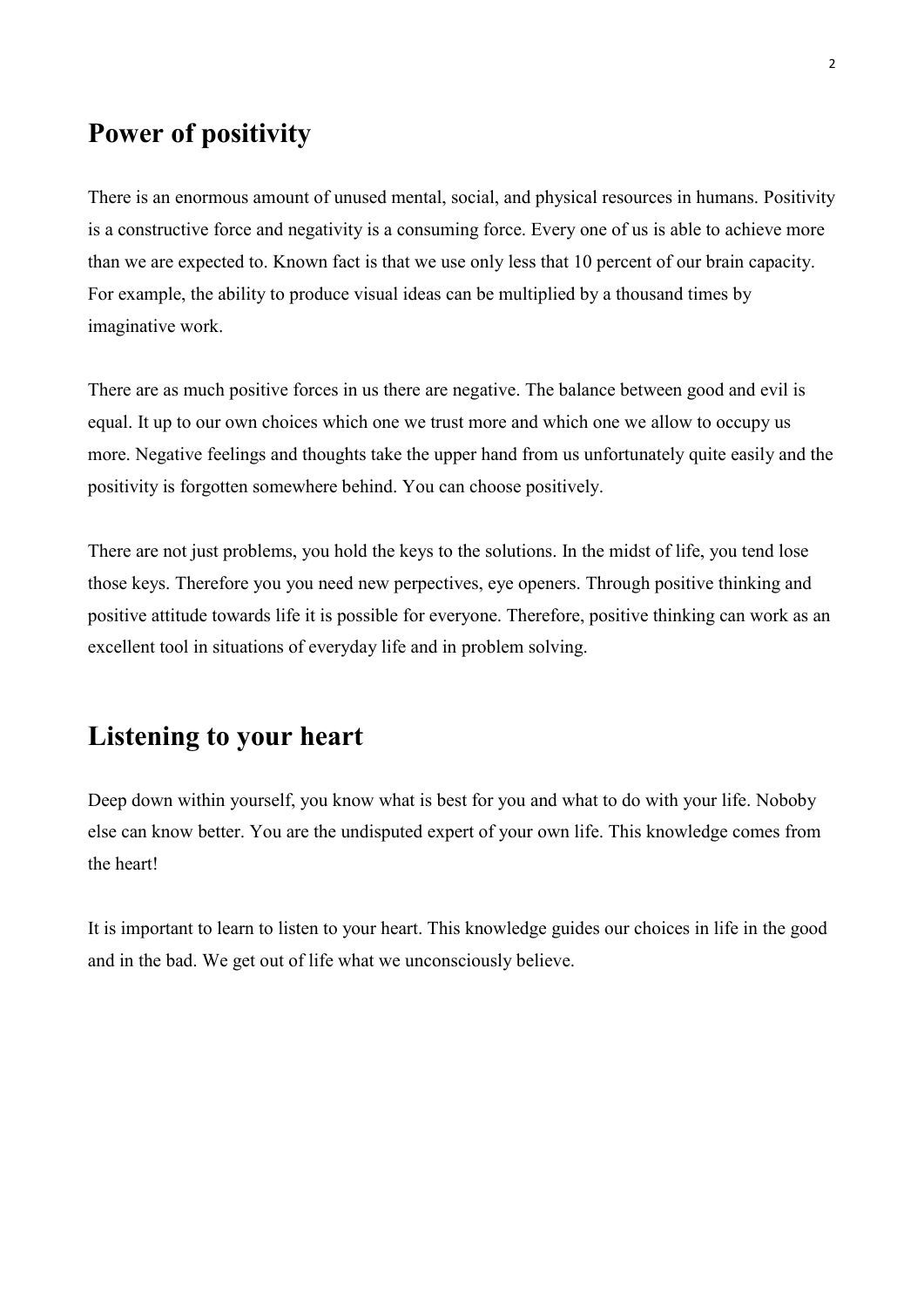## Power of positivity

There is an enormous amount of unused mental, social, and physical resources in humans. Positivity is a constructive force and negativity is a consuming force. Every one of us is able to achieve more than we are expected to. Known fact is that we use only less that 10 percent of our brain capacity. For example, the ability to produce visual ideas can be multiplied by a thousand times by imaginative work.

There are as much positive forces in us there are negative. The balance between good and evil is equal. It up to our own choices which one we trust more and which one we allow to occupy us more. Negative feelings and thoughts take the upper hand from us unfortunately quite easily and the positivity is forgotten somewhere behind. You can choose positively.

There are not just problems, you hold the keys to the solutions. In the midst of life, you tend lose those keys. Therefore you you need new perpectives, eye openers. Through positive thinking and positive attitude towards life it is possible for everyone. Therefore, positive thinking can work as an excellent tool in situations of everyday life and in problem solving.

## Listening to your heart

Deep down within yourself, you know what is best for you and what to do with your life. Noboby else can know better. You are the undisputed expert of your own life. This knowledge comes from the heart!

It is important to learn to listen to your heart. This knowledge guides our choices in life in the good and in the bad. We get out of life what we unconsciously believe.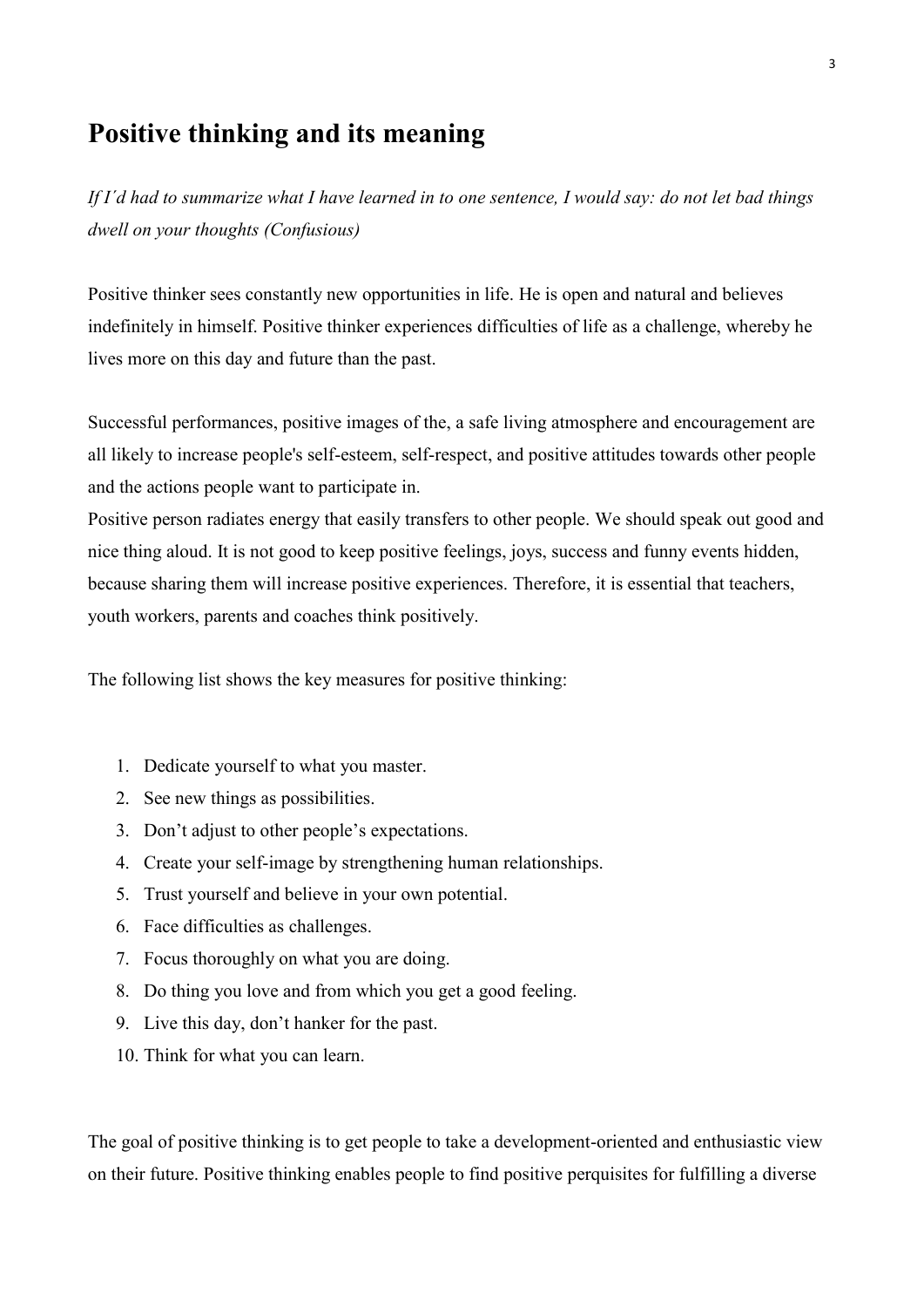# Positive thinking and its meaning

*If I´d had to summarize what I have learned in to one sentence, I would say: do not let bad things dwell on your thoughts (Confusious)*

Positive thinker sees constantly new opportunities in life. He is open and natural and believes indefinitely in himself. Positive thinker experiences difficulties of life as a challenge, whereby he lives more on this day and future than the past.

Successful performances, positive images of the, a safe living atmosphere and encouragement are all likely to increase people's self-esteem, self-respect, and positive attitudes towards other people and the actions people want to participate in.
Positive person radiates energy that easily transfers to other people. We should speak out good and nice thing aloud. It is not good to keep positive feelings, joys, success and funny events hidden, because sharing them will increase positive experiences. Therefore, it is essential that teachers, youth workers, parents and coaches think positively.

The following list shows the key measures for positive thinking:

1. Dedicate yourself to what you master.
2. See new things as possibilities.
3. Don't adjust to other people's expectations.
4. Create your self-image by strengthening human relationships.
5. Trust yourself and believe in your own potential.
6. Face difficulties as challenges.
7. Focus thoroughly on what you are doing.
8. Do thing you love and from which you get a good feeling.
9. Live this day, don't hanker for the past.
10. Think for what you can learn.

The goal of positive thinking is to get people to take a development-oriented and enthusiastic view on their future. Positive thinking enables people to find positive perquisites for fulfilling a diverse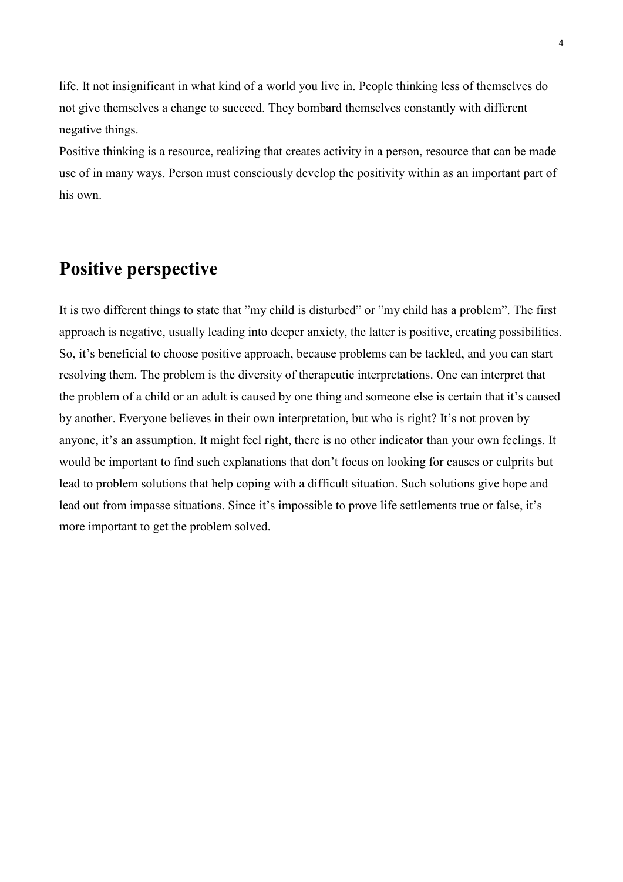life. It not insignificant in what kind of a world you live in. People thinking less of themselves do not give themselves a change to succeed. They bombard themselves constantly with different negative things.

Positive thinking is a resource, realizing that creates activity in a person, resource that can be made use of in many ways. Person must consciously develop the positivity within as an important part of his own.

## Positive perspective

It is two different things to state that ”my child is disturbed” or ”my child has a problem”. The first approach is negative, usually leading into deeper anxiety, the latter is positive, creating possibilities. So, it's beneficial to choose positive approach, because problems can be tackled, and you can start resolving them. The problem is the diversity of therapeutic interpretations. One can interpret that the problem of a child or an adult is caused by one thing and someone else is certain that it's caused by another. Everyone believes in their own interpretation, but who is right? It's not proven by anyone, it's an assumption. It might feel right, there is no other indicator than your own feelings. It would be important to find such explanations that don't focus on looking for causes or culprits but lead to problem solutions that help coping with a difficult situation. Such solutions give hope and lead out from impasse situations. Since it's impossible to prove life settlements true or false, it's more important to get the problem solved.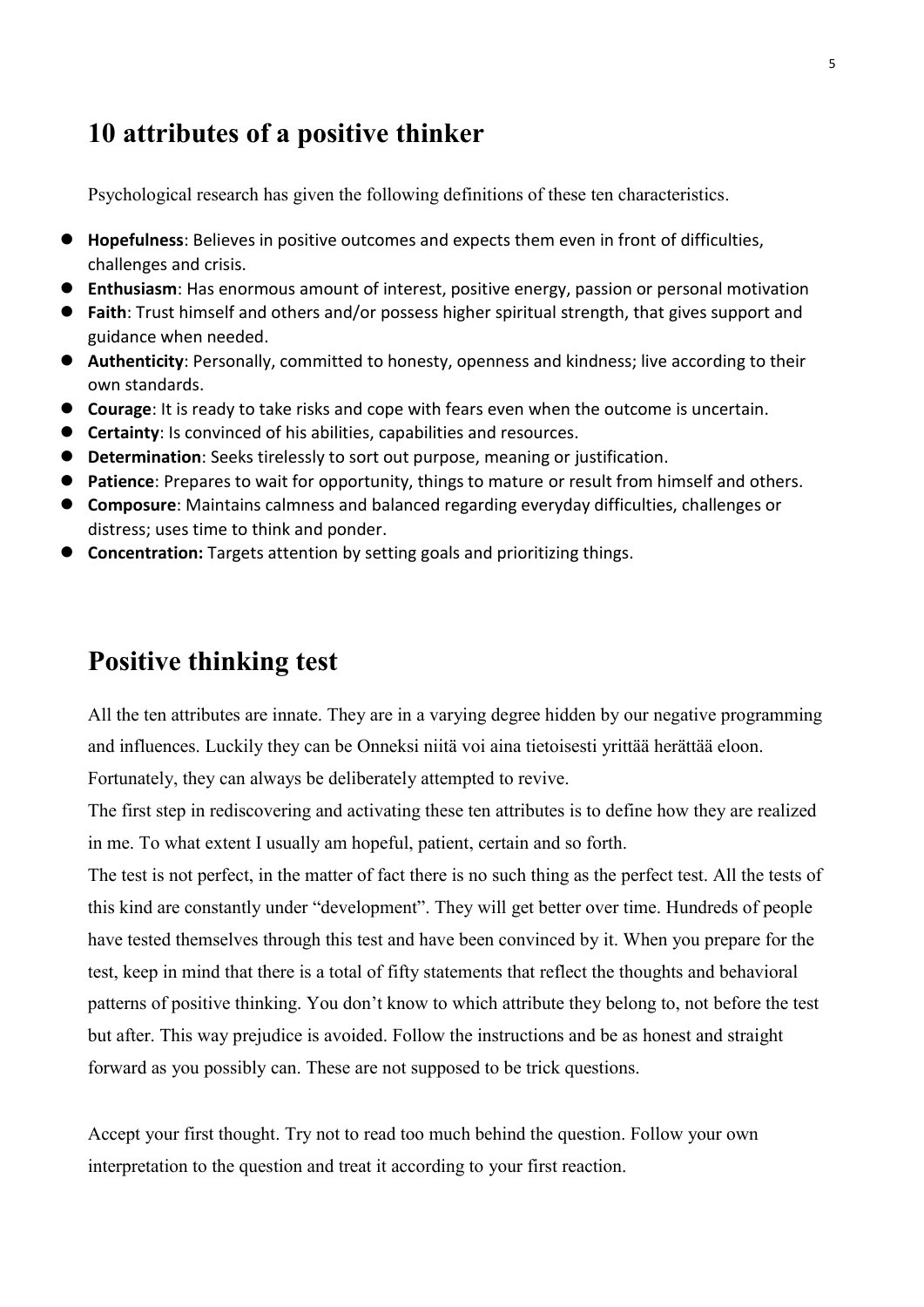## 10 attributes of a positive thinker

Psychological research has given the following definitions of these ten characteristics.

- **Hopefulness**: Believes in positive outcomes and expects them even in front of difficulties, challenges and crisis.
- **Enthusiasm**: Has enormous amount of interest, positive energy, passion or personal motivation
- **Faith**: Trust himself and others and/or possess higher spiritual strength, that gives support and guidance when needed.
- **Authenticity**: Personally, committed to honesty, openness and kindness; live according to their own standards.
- **Courage**: It is ready to take risks and cope with fears even when the outcome is uncertain.
- **Certainty**: Is convinced of his abilities, capabilities and resources.
- **Determination**: Seeks tirelessly to sort out purpose, meaning or justification.
- **Patience**: Prepares to wait for opportunity, things to mature or result from himself and others.
- **Composure**: Maintains calmness and balanced regarding everyday difficulties, challenges or distress; uses time to think and ponder.
- **Concentration:** Targets attention by setting goals and prioritizing things.

## Positive thinking test

All the ten attributes are innate. They are in a varying degree hidden by our negative programming and influences. Luckily they can be Onneksi niitä voi aina tietoisesti yrittää herättää eloon. Fortunately, they can always be deliberately attempted to revive.

The first step in rediscovering and activating these ten attributes is to define how they are realized in me. To what extent I usually am hopeful, patient, certain and so forth.

The test is not perfect, in the matter of fact there is no such thing as the perfect test. All the tests of this kind are constantly under "development". They will get better over time. Hundreds of people have tested themselves through this test and have been convinced by it. When you prepare for the test, keep in mind that there is a total of fifty statements that reflect the thoughts and behavioral patterns of positive thinking. You don't know to which attribute they belong to, not before the test but after. This way prejudice is avoided. Follow the instructions and be as honest and straight forward as you possibly can. These are not supposed to be trick questions.

Accept your first thought. Try not to read too much behind the question. Follow your own interpretation to the question and treat it according to your first reaction.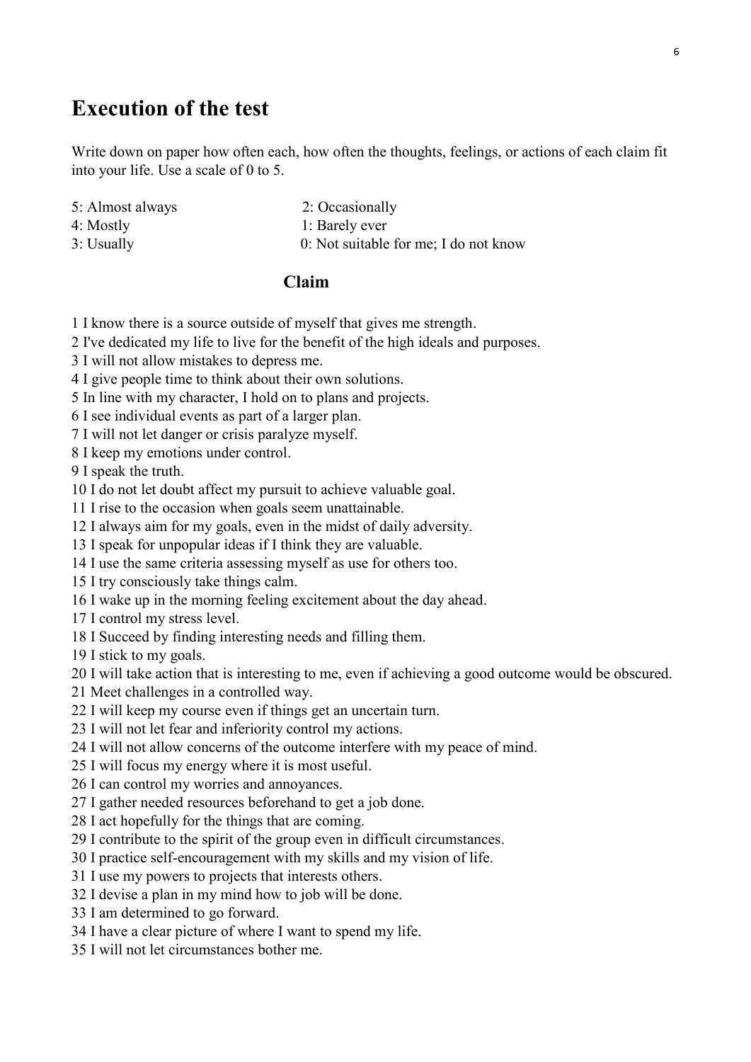## Execution of the test

Write down on paper how often each, how often the thoughts, feelings, or actions of each claim fit into your life. Use a scale of 0 to 5.

5: Almost always
4: Mostly
3: Usually
2: Occasionally
1: Barely ever
0: Not suitable for me; I do not know

### Claim

1 I know there is a source outside of myself that gives me strength.
2 I've dedicated my life to live for the benefit of the high ideals and purposes.
3 I will not allow mistakes to depress me.
4 I give people time to think about their own solutions.
5 In line with my character, I hold on to plans and projects.
6 I see individual events as part of a larger plan.
7 I will not let danger or crisis paralyze myself.
8 I keep my emotions under control.
9 I speak the truth.
10 I do not let doubt affect my pursuit to achieve valuable goal.
11 I rise to the occasion when goals seem unattainable.
12 I always aim for my goals, even in the midst of daily adversity.
13 I speak for unpopular ideas if I think they are valuable.
14 I use the same criteria assessing myself as use for others too.
15 I try consciously take things calm.
16 I wake up in the morning feeling excitement about the day ahead.
17 I control my stress level.
18 I Succeed by finding interesting needs and filling them.
19 I stick to my goals.
20 I will take action that is interesting to me, even if achieving a good outcome would be obscured.
21 Meet challenges in a controlled way.
22 I will keep my course even if things get an uncertain turn.
23 I will not let fear and inferiority control my actions.
24 I will not allow concerns of the outcome interfere with my peace of mind.
25 I will focus my energy where it is most useful.
26 I can control my worries and annoyances.
27 I gather needed resources beforehand to get a job done.
28 I act hopefully for the things that are coming.
29 I contribute to the spirit of the group even in difficult circumstances.
30 I practice self-encouragement with my skills and my vision of life.
31 I use my powers to projects that interests others.
32 I devise a plan in my mind how to job will be done.
33 I am determined to go forward.
34 I have a clear picture of where I want to spend my life.
35 I will not let circumstances bother me.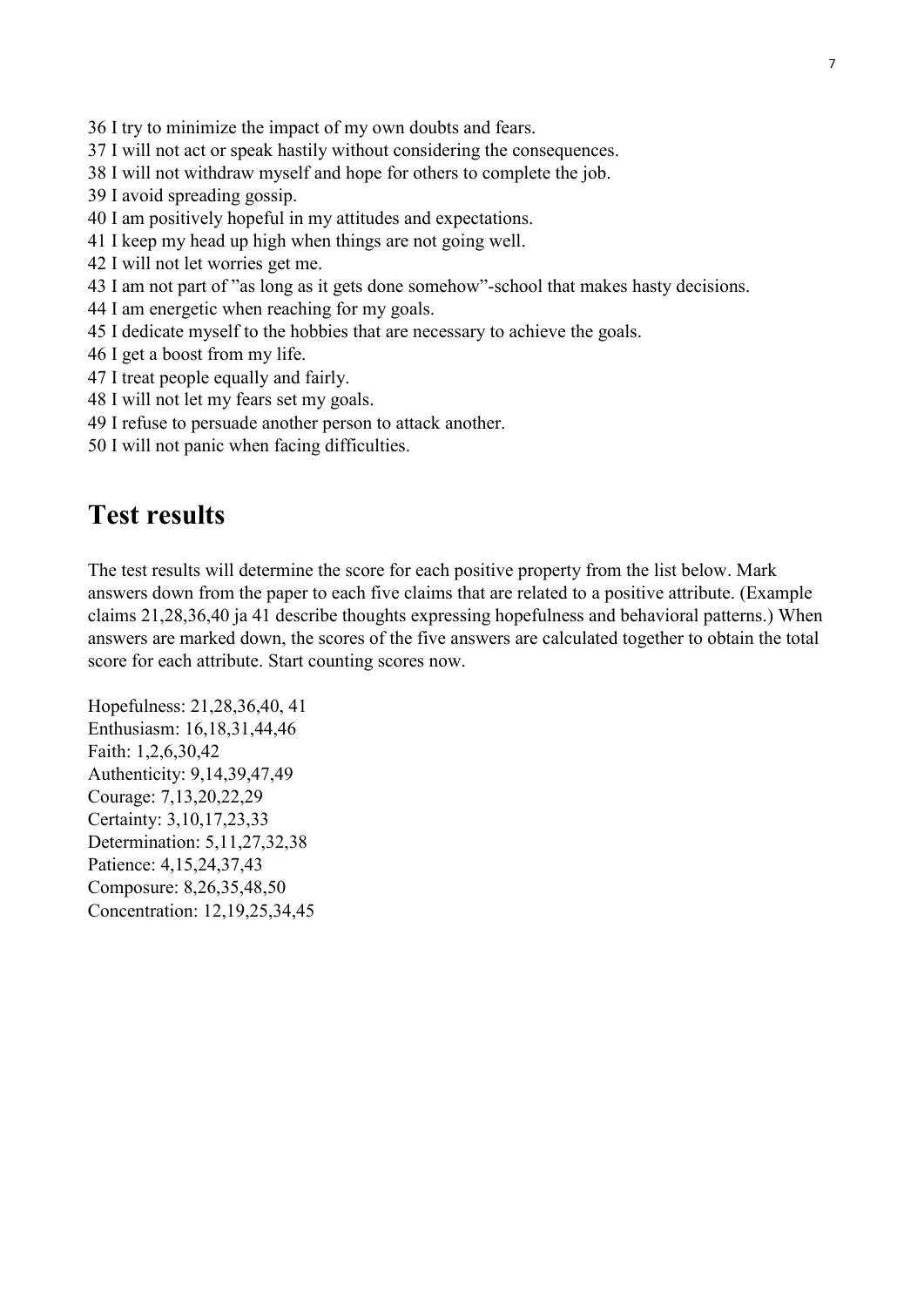36 I try to minimize the impact of my own doubts and fears.
37 I will not act or speak hastily without considering the consequences.
38 I will not withdraw myself and hope for others to complete the job.
39 I avoid spreading gossip.
40 I am positively hopeful in my attitudes and expectations.
41 I keep my head up high when things are not going well.
42 I will not let worries get me.
43 I am not part of ”as long as it gets done somehow”-school that makes hasty decisions.
44 I am energetic when reaching for my goals.
45 I dedicate myself to the hobbies that are necessary to achieve the goals.
46 I get a boost from my life.
47 I treat people equally and fairly.
48 I will not let my fears set my goals.
49 I refuse to persuade another person to attack another.
50 I will not panic when facing difficulties.

## Test results

The test results will determine the score for each positive property from the list below. Mark answers down from the paper to each five claims that are related to a positive attribute. (Example claims 21,28,36,40 ja 41 describe thoughts expressing hopefulness and behavioral patterns.) When answers are marked down, the scores of the five answers are calculated together to obtain the total score for each attribute. Start counting scores now.

Hopefulness: 21,28,36,40, 41
Enthusiasm: 16,18,31,44,46
Faith: 1,2,6,30,42
Authenticity: 9,14,39,47,49
Courage: 7,13,20,22,29
Certainty: 3,10,17,23,33
Determination: 5,11,27,32,38
Patience: 4,15,24,37,43
Composure: 8,26,35,48,50
Concentration: 12,19,25,34,45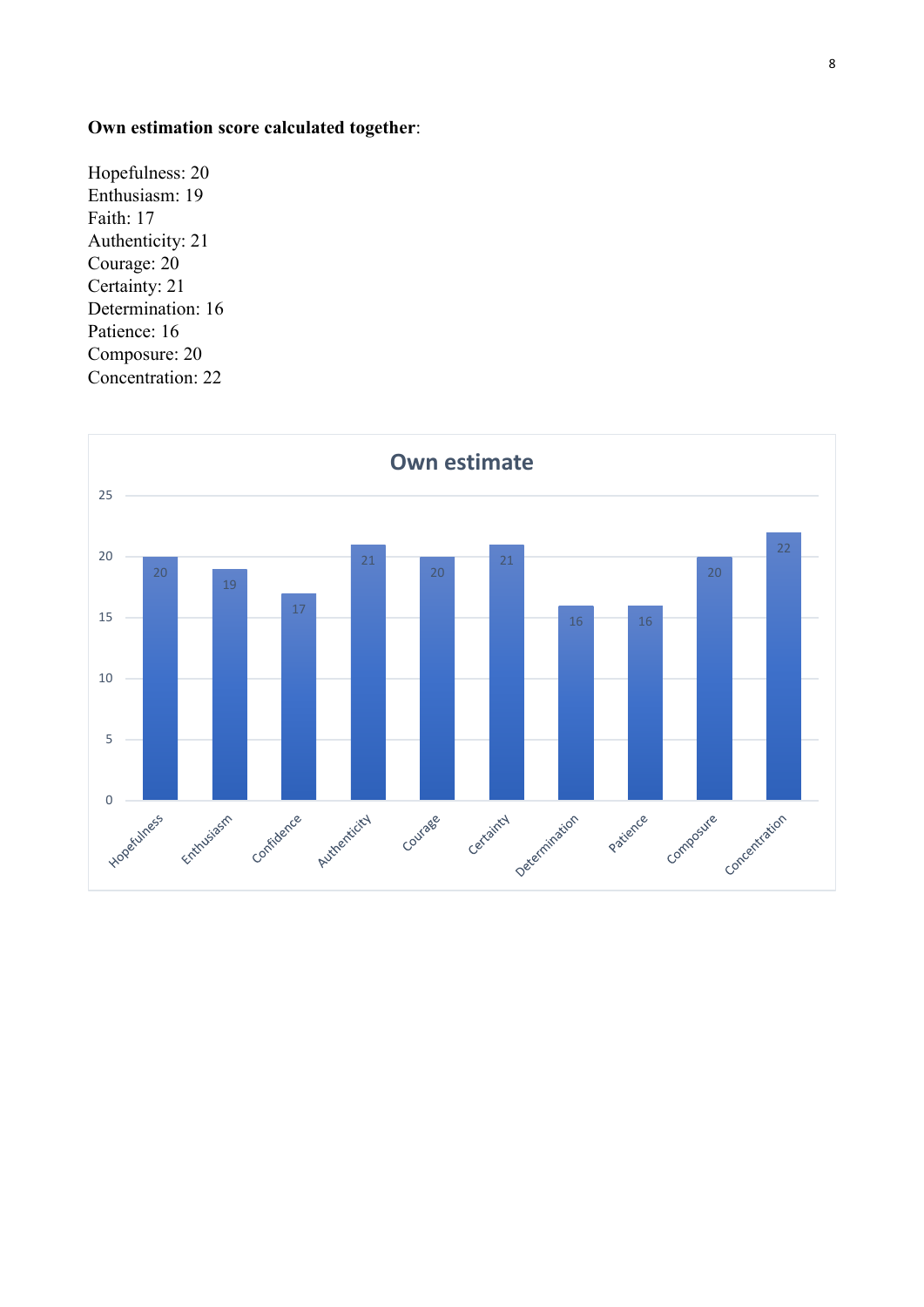**Own estimation score calculated together**:

Hopefulness: 20
Enthusiasm: 19
Faith: 17
Authenticity: 21
Courage: 20
Certainty: 21
Determination: 16
Patience: 16
Composure: 20
Concentration: 22

**Own estimate**

| Hopefulness | Enthusiasm | Confidence | Authenticity | Courage | Certainty | Determination | Patience | Composure | Concentration |
|---|---|---|---|---|---|---|---|---|---|
| 20 | 19 | 17 | 21 | 20 | 21 | 16 | 16 | 20 | 22 |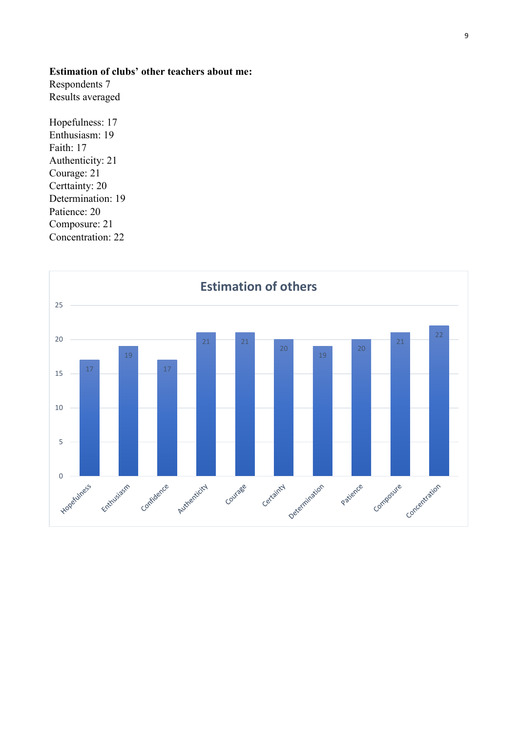**Estimation of clubs' other teachers about me:**
Respondents 7
Results averaged

Hopefulness: 17
Enthusiasm: 19
Faith: 17
Authenticity: 21
Courage: 21
Certtainty: 20
Determination: 19
Patience: 20
Composure: 21
Concentration: 22

**Estimation of others**

| Quality | Value |
|---|---|
| Hopefulness | 17 |
| Enthusiasm | 19 |
| Confidence | 17 |
| Authenticity | 21 |
| Courage | 21 |
| Certainty | 20 |
| Determination | 19 |
| Patience | 20 |
| Composure | 21 |
| Concentration | 22 |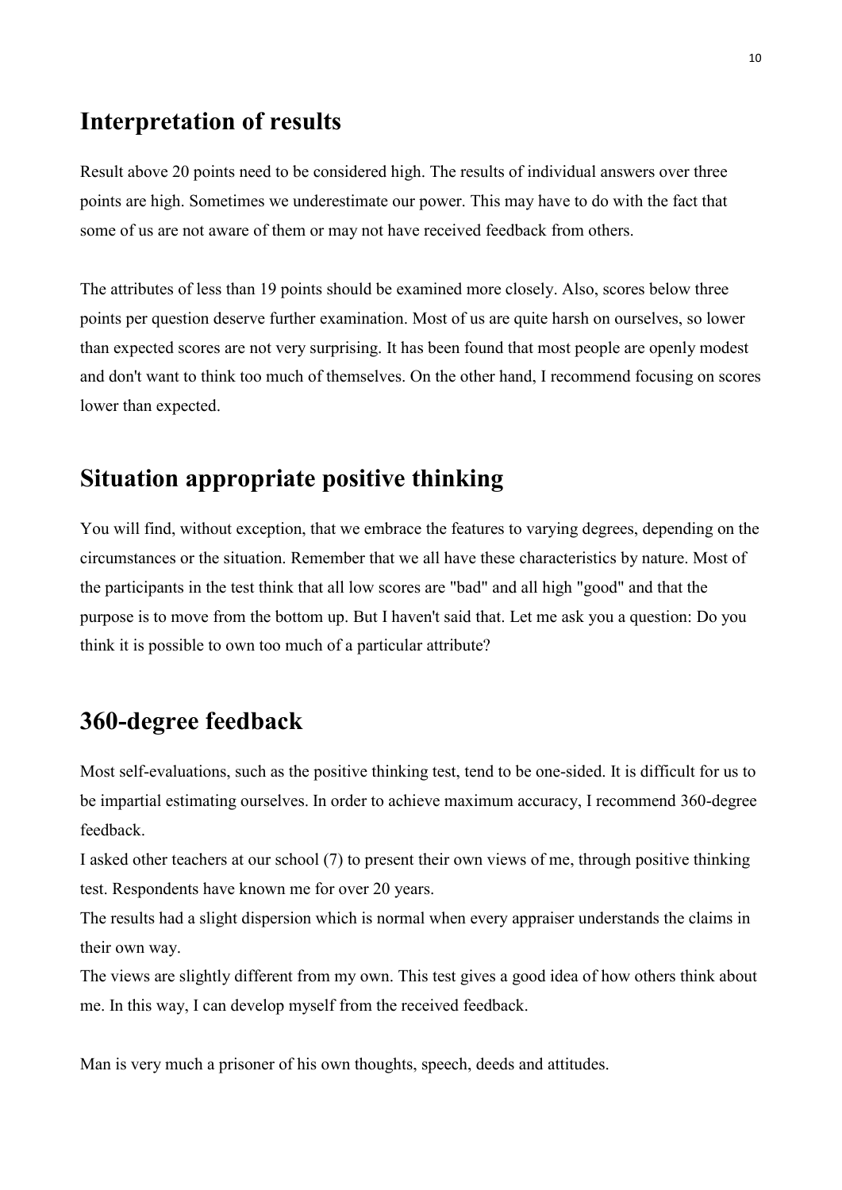## Interpretation of results

Result above 20 points need to be considered high. The results of individual answers over three points are high. Sometimes we underestimate our power. This may have to do with the fact that some of us are not aware of them or may not have received feedback from others.

The attributes of less than 19 points should be examined more closely. Also, scores below three points per question deserve further examination. Most of us are quite harsh on ourselves, so lower than expected scores are not very surprising. It has been found that most people are openly modest and don't want to think too much of themselves. On the other hand, I recommend focusing on scores lower than expected.

## Situation appropriate positive thinking

You will find, without exception, that we embrace the features to varying degrees, depending on the circumstances or the situation. Remember that we all have these characteristics by nature. Most of the participants in the test think that all low scores are "bad" and all high "good" and that the purpose is to move from the bottom up. But I haven't said that. Let me ask you a question: Do you think it is possible to own too much of a particular attribute?

## 360-degree feedback

Most self-evaluations, such as the positive thinking test, tend to be one-sided. It is difficult for us to be impartial estimating ourselves. In order to achieve maximum accuracy, I recommend 360-degree feedback.

I asked other teachers at our school (7) to present their own views of me, through positive thinking test. Respondents have known me for over 20 years.

The results had a slight dispersion which is normal when every appraiser understands the claims in their own way.

The views are slightly different from my own. This test gives a good idea of how others think about me. In this way, I can develop myself from the received feedback.

Man is very much a prisoner of his own thoughts, speech, deeds and attitudes.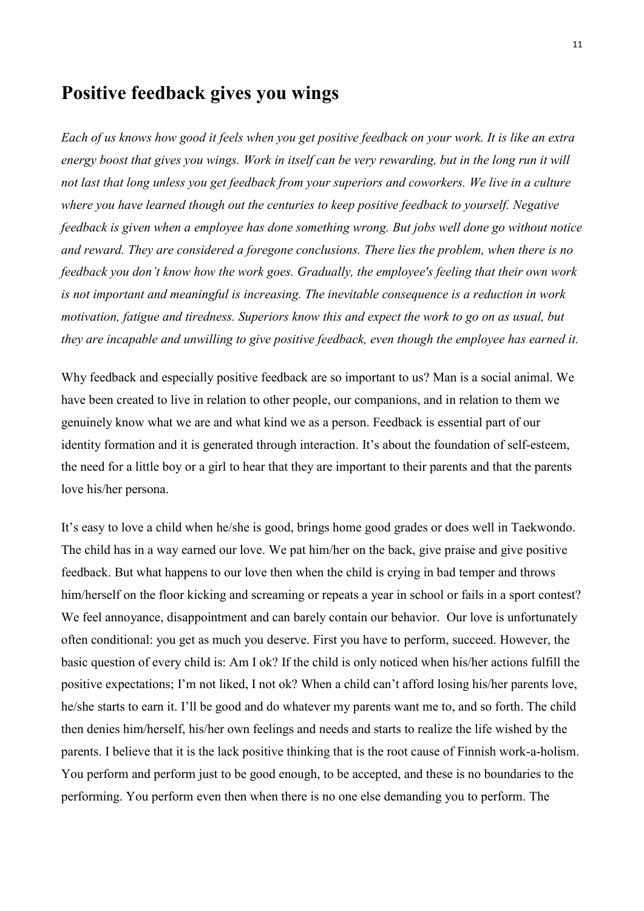## Positive feedback gives you wings

*Each of us knows how good it feels when you get positive feedback on your work. It is like an extra energy boost that gives you wings. Work in itself can be very rewarding, but in the long run it will not last that long unless you get feedback from your superiors and coworkers. We live in a culture where you have learned though out the centuries to keep positive feedback to yourself. Negative feedback is given when a employee has done something wrong. But jobs well done go without notice and reward. They are considered a foregone conclusions. There lies the problem, when there is no feedback you don't know how the work goes. Gradually, the employee's feeling that their own work is not important and meaningful is increasing. The inevitable consequence is a reduction in work motivation, fatigue and tiredness. Superiors know this and expect the work to go on as usual, but they are incapable and unwilling to give positive feedback, even though the employee has earned it.*

Why feedback and especially positive feedback are so important to us? Man is a social animal. We have been created to live in relation to other people, our companions, and in relation to them we genuinely know what we are and what kind we as a person. Feedback is essential part of our identity formation and it is generated through interaction. It's about the foundation of self-esteem, the need for a little boy or a girl to hear that they are important to their parents and that the parents love his/her persona.

It's easy to love a child when he/she is good, brings home good grades or does well in Taekwondo. The child has in a way earned our love. We pat him/her on the back, give praise and give positive feedback. But what happens to our love then when the child is crying in bad temper and throws him/herself on the floor kicking and screaming or repeats a year in school or fails in a sport contest? We feel annoyance, disappointment and can barely contain our behavior. Our love is unfortunately often conditional: you get as much you deserve. First you have to perform, succeed. However, the basic question of every child is: Am I ok? If the child is only noticed when his/her actions fulfill the positive expectations; I'm not liked, I not ok? When a child can't afford losing his/her parents love, he/she starts to earn it. I'll be good and do whatever my parents want me to, and so forth. The child then denies him/herself, his/her own feelings and needs and starts to realize the life wished by the parents. I believe that it is the lack positive thinking that is the root cause of Finnish work-a-holism. You perform and perform just to be good enough, to be accepted, and these is no boundaries to the performing. You perform even then when there is no one else demanding you to perform. The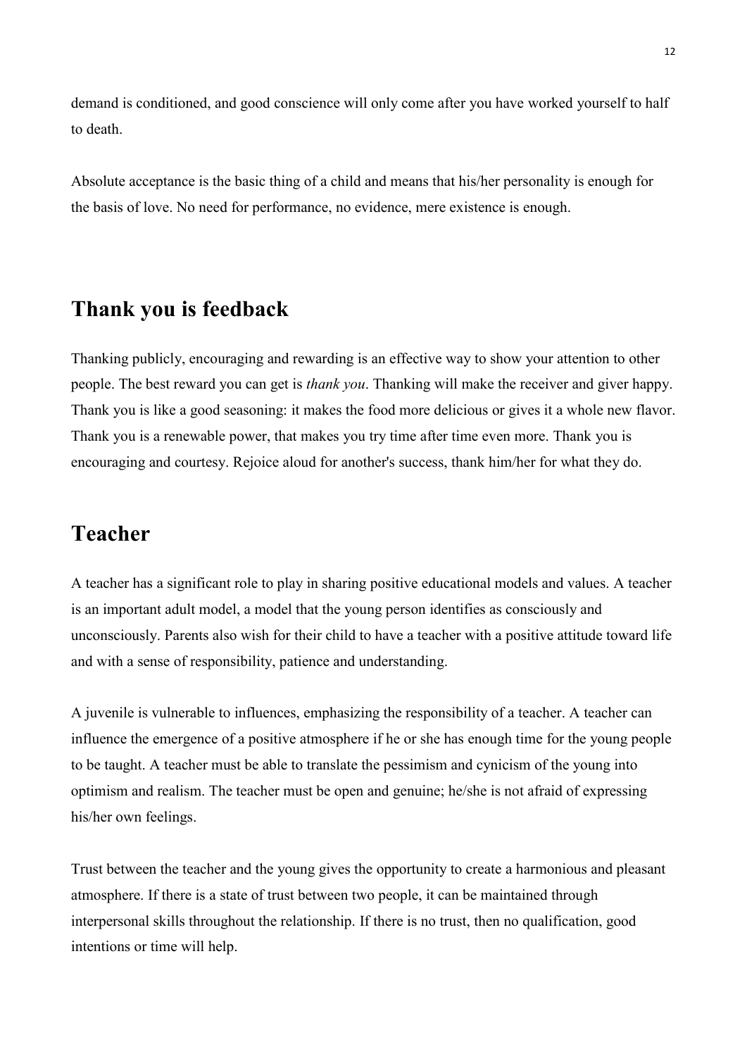demand is conditioned, and good conscience will only come after you have worked yourself to half to death.

Absolute acceptance is the basic thing of a child and means that his/her personality is enough for the basis of love. No need for performance, no evidence, mere existence is enough.

## Thank you is feedback

Thanking publicly, encouraging and rewarding is an effective way to show your attention to other people. The best reward you can get is *thank you*. Thanking will make the receiver and giver happy. Thank you is like a good seasoning: it makes the food more delicious or gives it a whole new flavor. Thank you is a renewable power, that makes you try time after time even more. Thank you is encouraging and courtesy. Rejoice aloud for another's success, thank him/her for what they do.

## Teacher

A teacher has a significant role to play in sharing positive educational models and values. A teacher is an important adult model, a model that the young person identifies as consciously and unconsciously. Parents also wish for their child to have a teacher with a positive attitude toward life and with a sense of responsibility, patience and understanding.

A juvenile is vulnerable to influences, emphasizing the responsibility of a teacher. A teacher can influence the emergence of a positive atmosphere if he or she has enough time for the young people to be taught. A teacher must be able to translate the pessimism and cynicism of the young into optimism and realism. The teacher must be open and genuine; he/she is not afraid of expressing his/her own feelings.

Trust between the teacher and the young gives the opportunity to create a harmonious and pleasant atmosphere. If there is a state of trust between two people, it can be maintained through interpersonal skills throughout the relationship. If there is no trust, then no qualification, good intentions or time will help.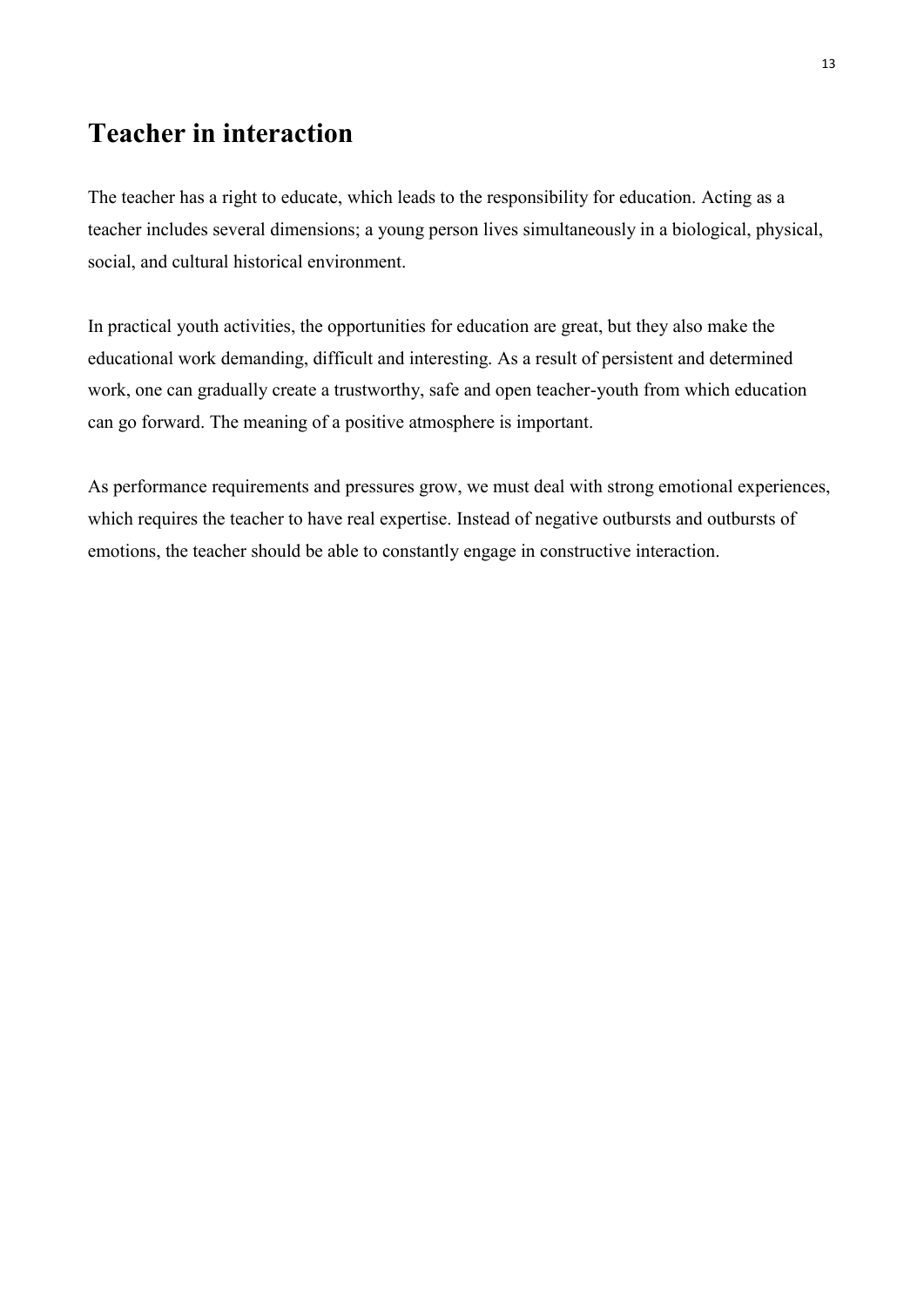# Teacher in interaction

The teacher has a right to educate, which leads to the responsibility for education. Acting as a teacher includes several dimensions; a young person lives simultaneously in a biological, physical, social, and cultural historical environment.

In practical youth activities, the opportunities for education are great, but they also make the educational work demanding, difficult and interesting. As a result of persistent and determined work, one can gradually create a trustworthy, safe and open teacher-youth from which education can go forward. The meaning of a positive atmosphere is important.

As performance requirements and pressures grow, we must deal with strong emotional experiences, which requires the teacher to have real expertise. Instead of negative outbursts and outbursts of emotions, the teacher should be able to constantly engage in constructive interaction.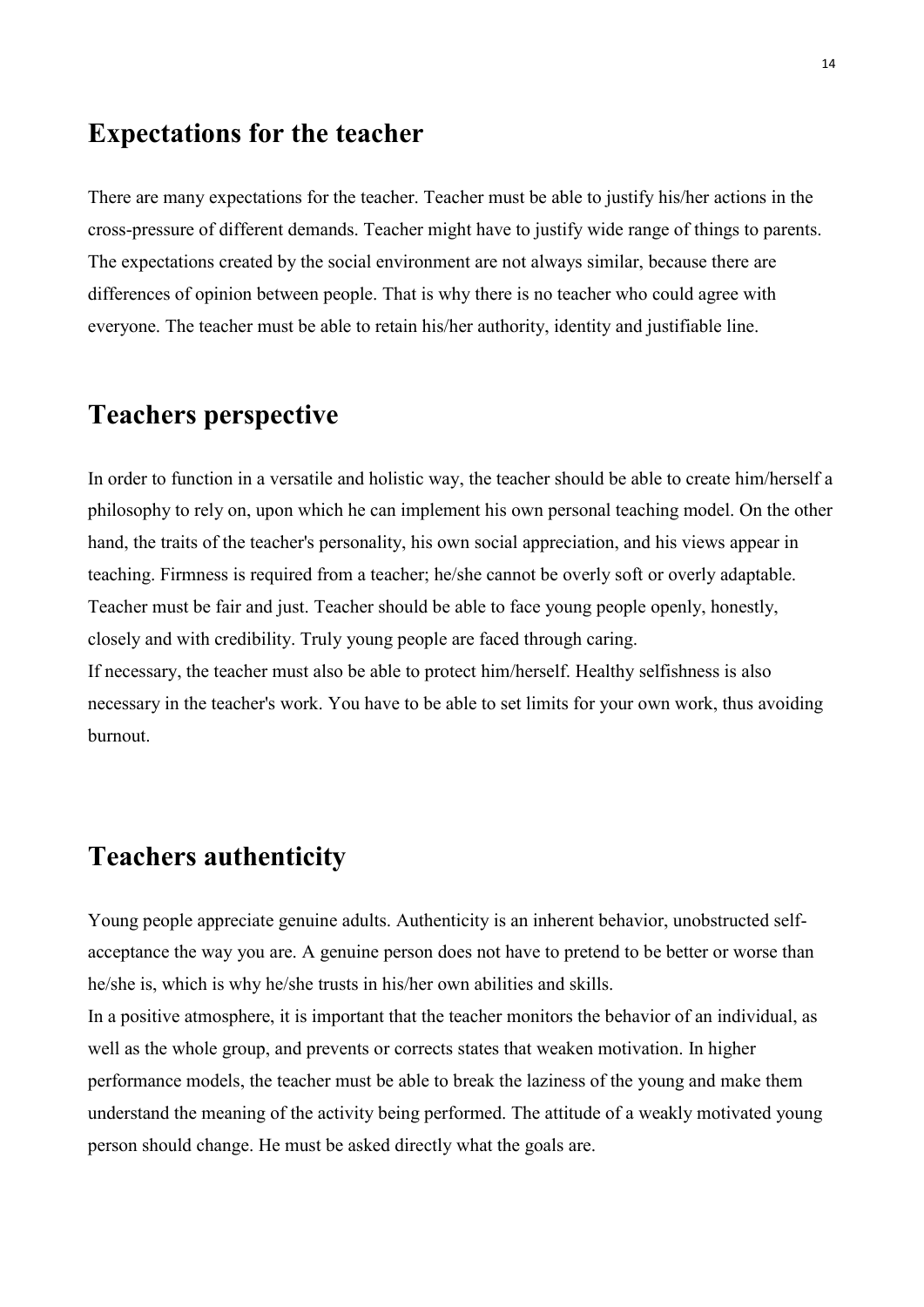## Expectations for the teacher

There are many expectations for the teacher. Teacher must be able to justify his/her actions in the cross-pressure of different demands. Teacher might have to justify wide range of things to parents. The expectations created by the social environment are not always similar, because there are differences of opinion between people. That is why there is no teacher who could agree with everyone. The teacher must be able to retain his/her authority, identity and justifiable line.

## Teachers perspective

In order to function in a versatile and holistic way, the teacher should be able to create him/herself a philosophy to rely on, upon which he can implement his own personal teaching model. On the other hand, the traits of the teacher's personality, his own social appreciation, and his views appear in teaching. Firmness is required from a teacher; he/she cannot be overly soft or overly adaptable. Teacher must be fair and just. Teacher should be able to face young people openly, honestly, closely and with credibility. Truly young people are faced through caring.

If necessary, the teacher must also be able to protect him/herself. Healthy selfishness is also necessary in the teacher's work. You have to be able to set limits for your own work, thus avoiding burnout.

## Teachers authenticity

Young people appreciate genuine adults. Authenticity is an inherent behavior, unobstructed self-acceptance the way you are. A genuine person does not have to pretend to be better or worse than he/she is, which is why he/she trusts in his/her own abilities and skills.

In a positive atmosphere, it is important that the teacher monitors the behavior of an individual, as well as the whole group, and prevents or corrects states that weaken motivation. In higher performance models, the teacher must be able to break the laziness of the young and make them understand the meaning of the activity being performed. The attitude of a weakly motivated young person should change. He must be asked directly what the goals are.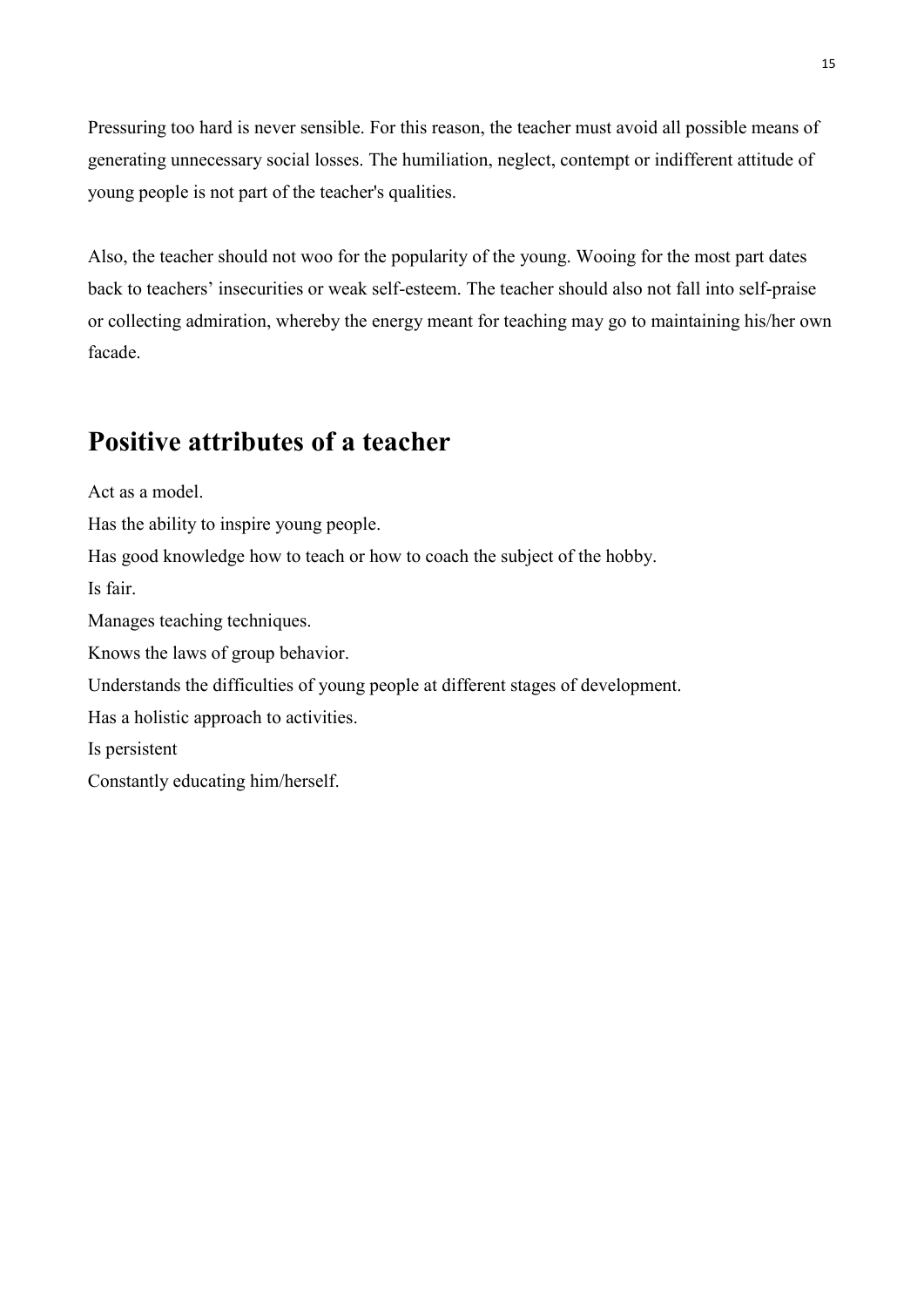Pressuring too hard is never sensible. For this reason, the teacher must avoid all possible means of generating unnecessary social losses. The humiliation, neglect, contempt or indifferent attitude of young people is not part of the teacher's qualities.

Also, the teacher should not woo for the popularity of the young. Wooing for the most part dates back to teachers' insecurities or weak self-esteem. The teacher should also not fall into self-praise or collecting admiration, whereby the energy meant for teaching may go to maintaining his/her own facade.

## Positive attributes of a teacher

Act as a model.
Has the ability to inspire young people.
Has good knowledge how to teach or how to coach the subject of the hobby.
Is fair.
Manages teaching techniques.
Knows the laws of group behavior.
Understands the difficulties of young people at different stages of development.
Has a holistic approach to activities.
Is persistent
Constantly educating him/herself.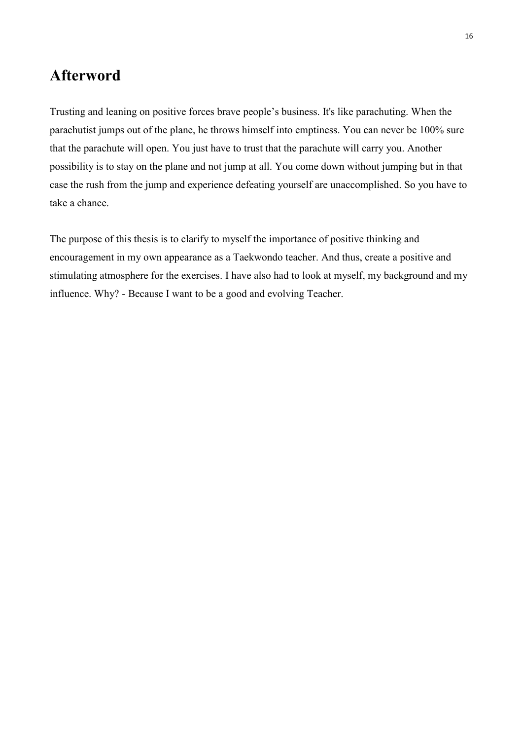# Afterword

Trusting and leaning on positive forces brave people's business. It's like parachuting. When the parachutist jumps out of the plane, he throws himself into emptiness. You can never be 100% sure that the parachute will open. You just have to trust that the parachute will carry you. Another possibility is to stay on the plane and not jump at all. You come down without jumping but in that case the rush from the jump and experience defeating yourself are unaccomplished. So you have to take a chance.

The purpose of this thesis is to clarify to myself the importance of positive thinking and encouragement in my own appearance as a Taekwondo teacher. And thus, create a positive and stimulating atmosphere for the exercises. I have also had to look at myself, my background and my influence. Why? - Because I want to be a good and evolving Teacher.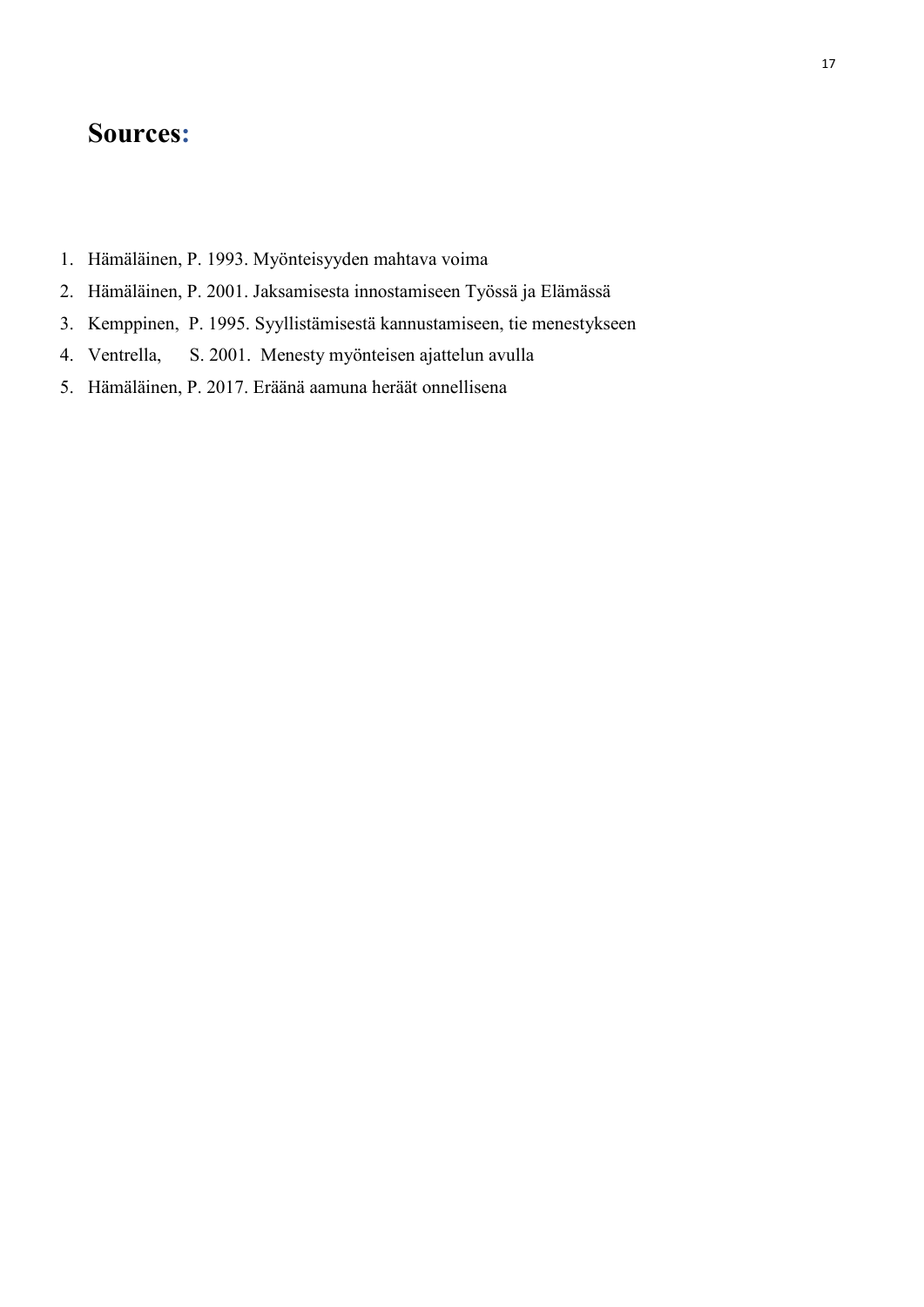# Sources:

1. Hämäläinen, P. 1993. Myönteisyyden mahtava voima
2. Hämäläinen, P. 2001. Jaksamisesta innostamiseen Työssä ja Elämässä
3. Kemppinen, P. 1995. Syyllistämisestä kannustamiseen, tie menestykseen
4. Ventrella, S. 2001. Menesty myönteisen ajattelun avulla
5. Hämäläinen, P. 2017. Eräänä aamuna heräät onnellisena